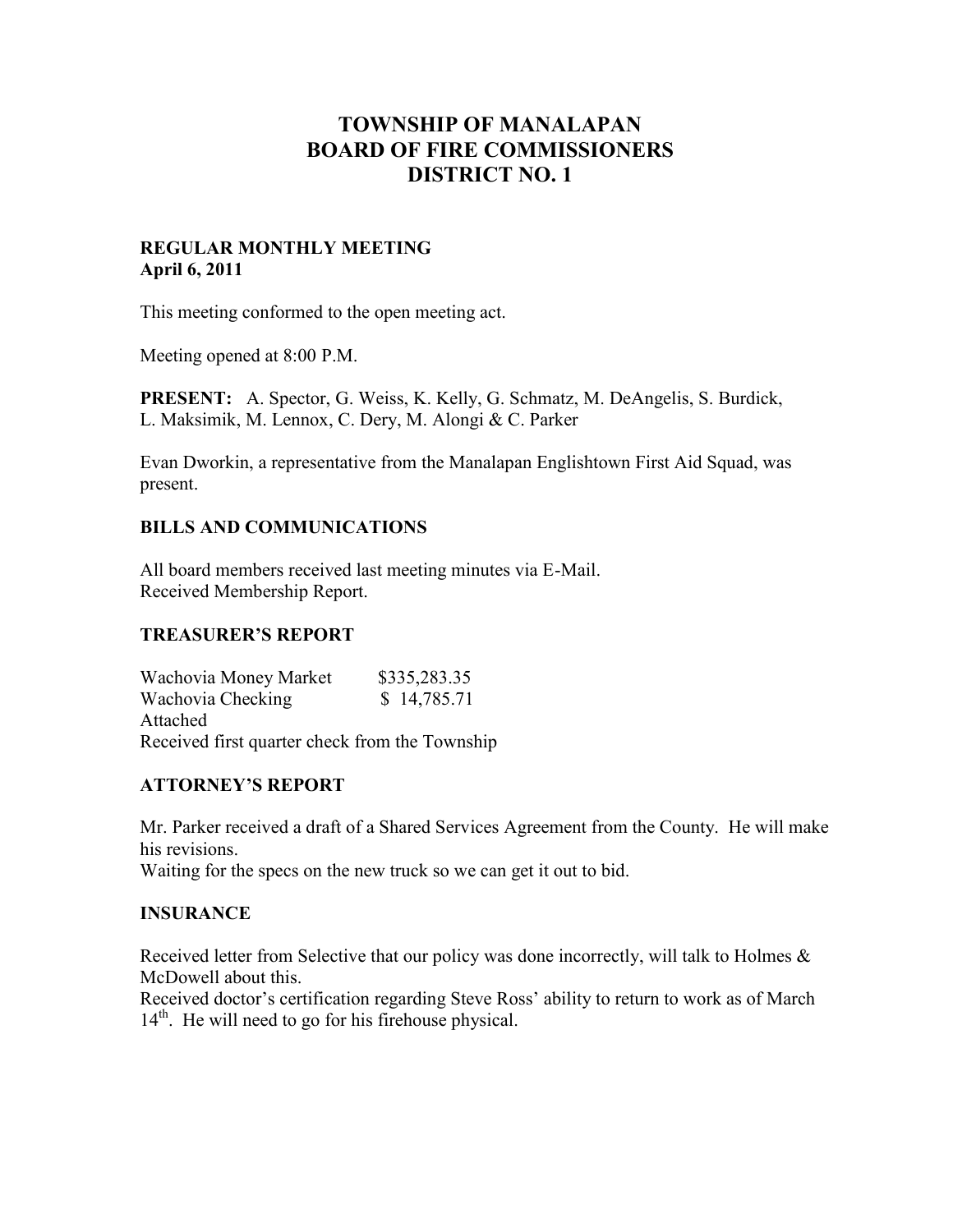# TOWNSHIP OF MANALAPAN
# BOARD OF FIRE COMMISSIONERS
# DISTRICT NO. 1

**REGULAR MONTHLY MEETING**
**April 6, 2011**

This meeting conformed to the open meeting act.

Meeting opened at 8:00 P.M.

**PRESENT:** A. Spector, G. Weiss, K. Kelly, G. Schmatz, M. DeAngelis, S. Burdick, L. Maksimik, M. Lennox, C. Dery, M. Alongi & C. Parker

Evan Dworkin, a representative from the Manalapan Englishtown First Aid Squad, was present.

## BILLS AND COMMUNICATIONS

All board members received last meeting minutes via E-Mail.
Received Membership Report.

## TREASURER'S REPORT

| | |
|---|---|
| Wachovia Money Market | $335,283.35 |
| Wachovia Checking | $ 14,785.71 |

Attached
Received first quarter check from the Township

## ATTORNEY'S REPORT

Mr. Parker received a draft of a Shared Services Agreement from the County. He will make his revisions.
Waiting for the specs on the new truck so we can get it out to bid.

## INSURANCE

Received letter from Selective that our policy was done incorrectly, will talk to Holmes & McDowell about this.
Received doctor's certification regarding Steve Ross' ability to return to work as of March 14th. He will need to go for his firehouse physical.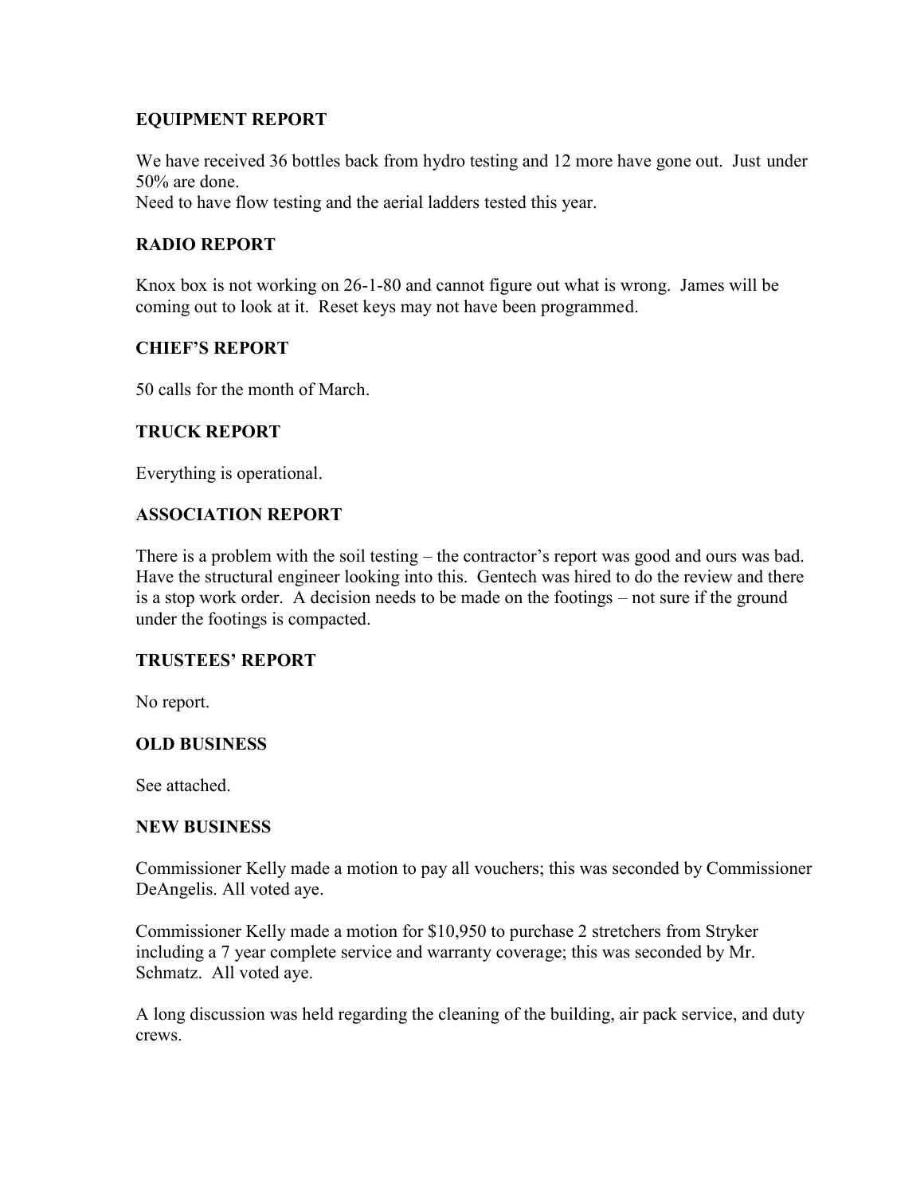### EQUIPMENT REPORT

We have received 36 bottles back from hydro testing and 12 more have gone out. Just under 50% are done.
Need to have flow testing and the aerial ladders tested this year.

### RADIO REPORT

Knox box is not working on 26-1-80 and cannot figure out what is wrong. James will be coming out to look at it. Reset keys may not have been programmed.

### CHIEF'S REPORT

50 calls for the month of March.

### TRUCK REPORT

Everything is operational.

### ASSOCIATION REPORT

There is a problem with the soil testing – the contractor's report was good and ours was bad. Have the structural engineer looking into this. Gentech was hired to do the review and there is a stop work order. A decision needs to be made on the footings – not sure if the ground under the footings is compacted.

### TRUSTEES' REPORT

No report.

### OLD BUSINESS

See attached.

### NEW BUSINESS

Commissioner Kelly made a motion to pay all vouchers; this was seconded by Commissioner DeAngelis. All voted aye.

Commissioner Kelly made a motion for $10,950 to purchase 2 stretchers from Stryker including a 7 year complete service and warranty coverage; this was seconded by Mr. Schmatz. All voted aye.

A long discussion was held regarding the cleaning of the building, air pack service, and duty crews.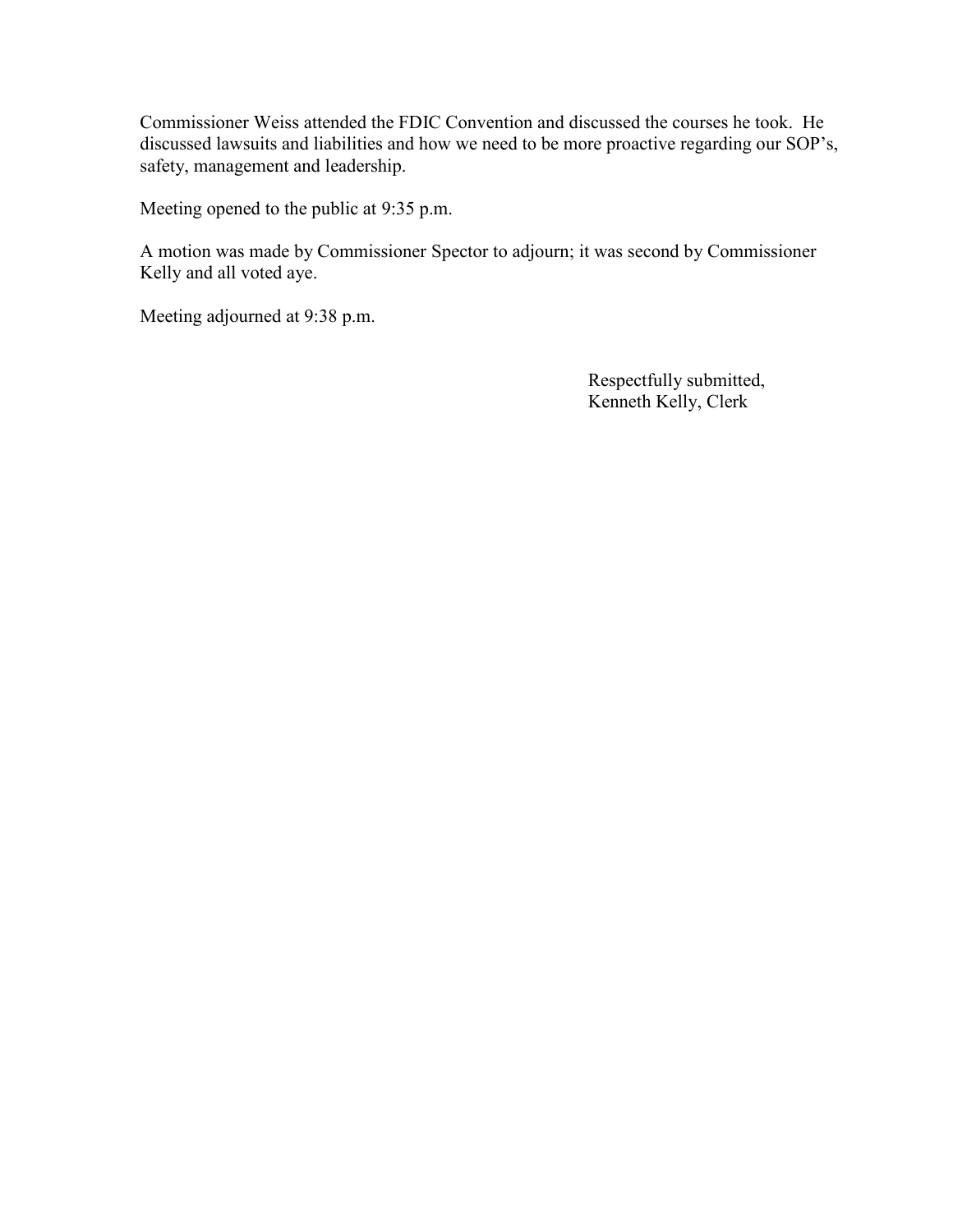Commissioner Weiss attended the FDIC Convention and discussed the courses he took. He discussed lawsuits and liabilities and how we need to be more proactive regarding our SOP's, safety, management and leadership.

Meeting opened to the public at 9:35 p.m.

A motion was made by Commissioner Spector to adjourn; it was second by Commissioner Kelly and all voted aye.

Meeting adjourned at 9:38 p.m.

Respectfully submitted,
Kenneth Kelly, Clerk